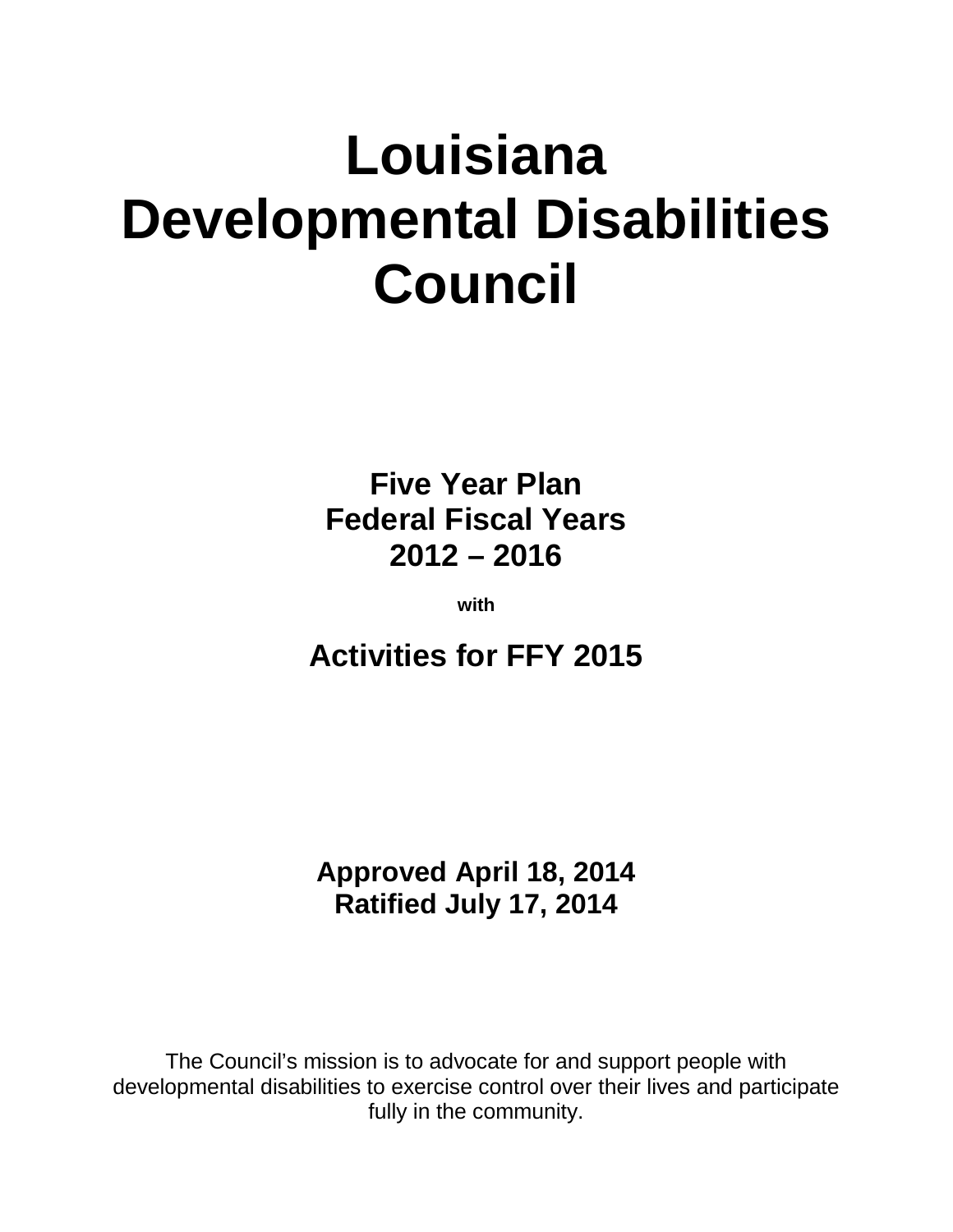# Louisiana Developmental Disabilities Council

## Five Year Plan Federal Fiscal Years 2012 – 2016

**with**

## Activities for FFY 2015

**Approved April 18, 2014**
**Ratified July 17, 2014**

The Council's mission is to advocate for and support people with developmental disabilities to exercise control over their lives and participate fully in the community.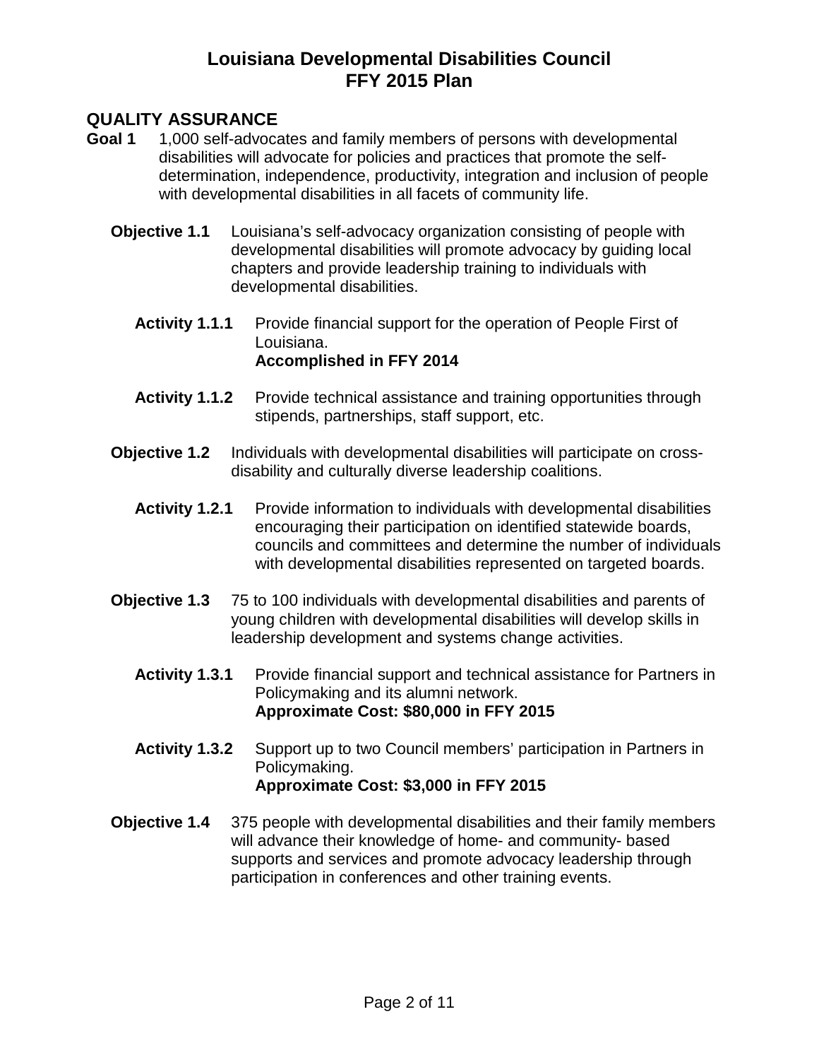# Louisiana Developmental Disabilities Council
# FFY 2015 Plan

## QUALITY ASSURANCE

**Goal 1** 1,000 self-advocates and family members of persons with developmental disabilities will advocate for policies and practices that promote the self-determination, independence, productivity, integration and inclusion of people with developmental disabilities in all facets of community life.

**Objective 1.1** Louisiana's self-advocacy organization consisting of people with developmental disabilities will promote advocacy by guiding local chapters and provide leadership training to individuals with developmental disabilities.

**Activity 1.1.1** Provide financial support for the operation of People First of Louisiana.
**Accomplished in FFY 2014**

**Activity 1.1.2** Provide technical assistance and training opportunities through stipends, partnerships, staff support, etc.

**Objective 1.2** Individuals with developmental disabilities will participate on cross-disability and culturally diverse leadership coalitions.

**Activity 1.2.1** Provide information to individuals with developmental disabilities encouraging their participation on identified statewide boards, councils and committees and determine the number of individuals with developmental disabilities represented on targeted boards.

**Objective 1.3** 75 to 100 individuals with developmental disabilities and parents of young children with developmental disabilities will develop skills in leadership development and systems change activities.

**Activity 1.3.1** Provide financial support and technical assistance for Partners in Policymaking and its alumni network.
**Approximate Cost: $80,000 in FFY 2015**

**Activity 1.3.2** Support up to two Council members' participation in Partners in Policymaking.
**Approximate Cost: $3,000 in FFY 2015**

**Objective 1.4** 375 people with developmental disabilities and their family members will advance their knowledge of home- and community- based supports and services and promote advocacy leadership through participation in conferences and other training events.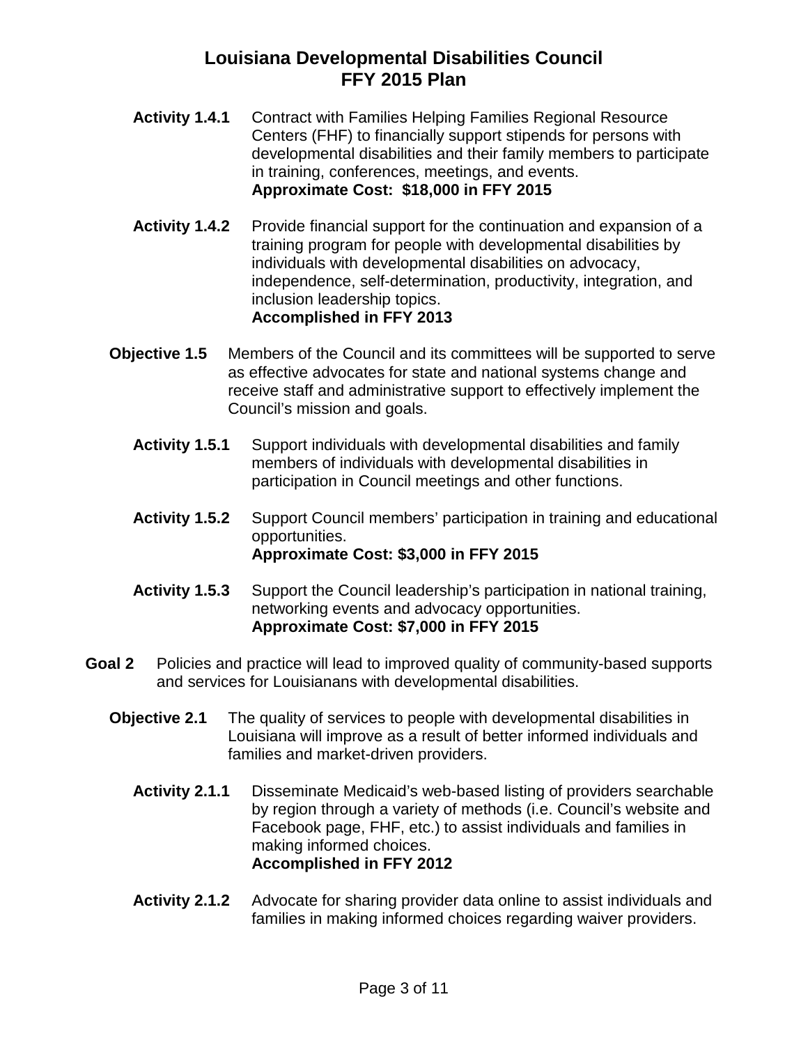**Activity 1.4.1** Contract with Families Helping Families Regional Resource Centers (FHF) to financially support stipends for persons with developmental disabilities and their family members to participate in training, conferences, meetings, and events.
**Approximate Cost: $18,000 in FFY 2015**

**Activity 1.4.2** Provide financial support for the continuation and expansion of a training program for people with developmental disabilities by individuals with developmental disabilities on advocacy, independence, self-determination, productivity, integration, and inclusion leadership topics.
**Accomplished in FFY 2013**

**Objective 1.5** Members of the Council and its committees will be supported to serve as effective advocates for state and national systems change and receive staff and administrative support to effectively implement the Council's mission and goals.

**Activity 1.5.1** Support individuals with developmental disabilities and family members of individuals with developmental disabilities in participation in Council meetings and other functions.

**Activity 1.5.2** Support Council members' participation in training and educational opportunities.
**Approximate Cost: $3,000 in FFY 2015**

**Activity 1.5.3** Support the Council leadership's participation in national training, networking events and advocacy opportunities.
**Approximate Cost: $7,000 in FFY 2015**

**Goal 2** Policies and practice will lead to improved quality of community-based supports and services for Louisianans with developmental disabilities.

**Objective 2.1** The quality of services to people with developmental disabilities in Louisiana will improve as a result of better informed individuals and families and market-driven providers.

**Activity 2.1.1** Disseminate Medicaid's web-based listing of providers searchable by region through a variety of methods (i.e. Council's website and Facebook page, FHF, etc.) to assist individuals and families in making informed choices.
**Accomplished in FFY 2012**

**Activity 2.1.2** Advocate for sharing provider data online to assist individuals and families in making informed choices regarding waiver providers.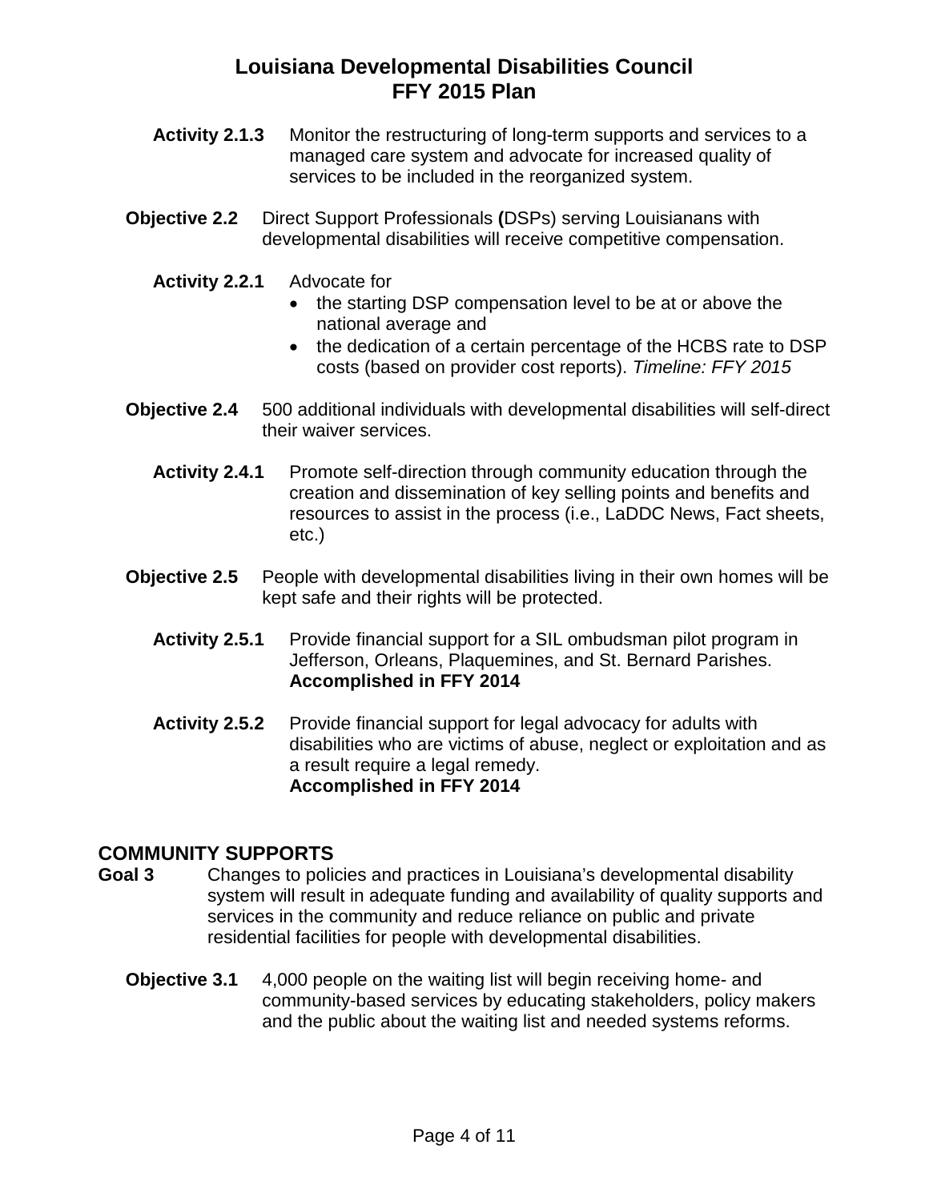**Activity 2.1.3** Monitor the restructuring of long-term supports and services to a managed care system and advocate for increased quality of services to be included in the reorganized system.

**Objective 2.2** Direct Support Professionals **(**DSPs) serving Louisianans with developmental disabilities will receive competitive compensation.

**Activity 2.2.1** Advocate for

- the starting DSP compensation level to be at or above the national average and
- the dedication of a certain percentage of the HCBS rate to DSP costs (based on provider cost reports). *Timeline: FFY 2015*

**Objective 2.4** 500 additional individuals with developmental disabilities will self-direct their waiver services.

**Activity 2.4.1** Promote self-direction through community education through the creation and dissemination of key selling points and benefits and resources to assist in the process (i.e., LaDDC News, Fact sheets, etc.)

**Objective 2.5** People with developmental disabilities living in their own homes will be kept safe and their rights will be protected.

**Activity 2.5.1** Provide financial support for a SIL ombudsman pilot program in Jefferson, Orleans, Plaquemines, and St. Bernard Parishes. **Accomplished in FFY 2014**

**Activity 2.5.2** Provide financial support for legal advocacy for adults with disabilities who are victims of abuse, neglect or exploitation and as a result require a legal remedy.
**Accomplished in FFY 2014**

## COMMUNITY SUPPORTS

**Goal 3** Changes to policies and practices in Louisiana's developmental disability system will result in adequate funding and availability of quality supports and services in the community and reduce reliance on public and private residential facilities for people with developmental disabilities.

**Objective 3.1** 4,000 people on the waiting list will begin receiving home- and community-based services by educating stakeholders, policy makers and the public about the waiting list and needed systems reforms.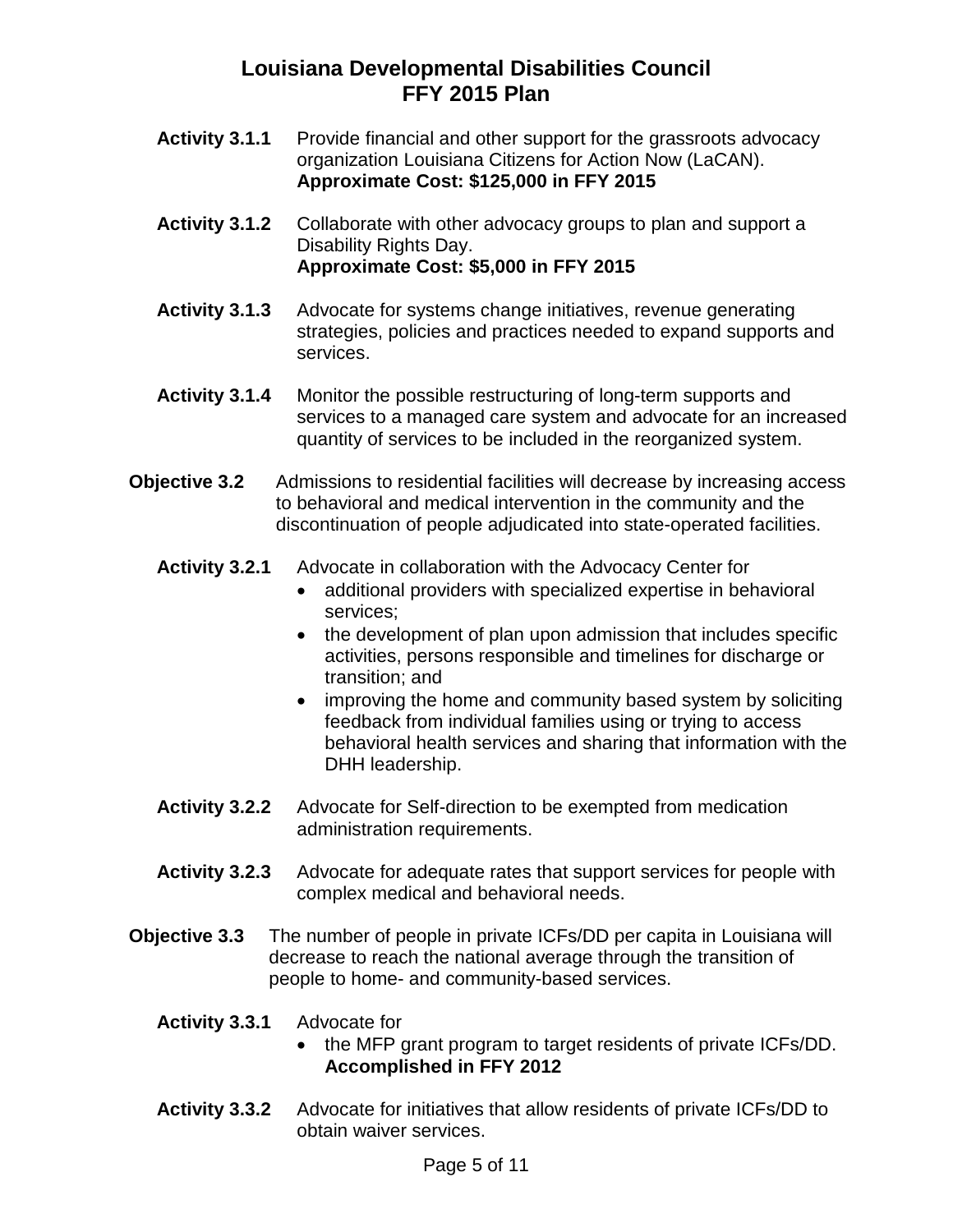**Activity 3.1.1** Provide financial and other support for the grassroots advocacy organization Louisiana Citizens for Action Now (LaCAN).
**Approximate Cost: $125,000 in FFY 2015**

**Activity 3.1.2** Collaborate with other advocacy groups to plan and support a Disability Rights Day.
**Approximate Cost: $5,000 in FFY 2015**

**Activity 3.1.3** Advocate for systems change initiatives, revenue generating strategies, policies and practices needed to expand supports and services.

**Activity 3.1.4** Monitor the possible restructuring of long-term supports and services to a managed care system and advocate for an increased quantity of services to be included in the reorganized system.

**Objective 3.2** Admissions to residential facilities will decrease by increasing access to behavioral and medical intervention in the community and the discontinuation of people adjudicated into state-operated facilities.

**Activity 3.2.1** Advocate in collaboration with the Advocacy Center for
- additional providers with specialized expertise in behavioral services;
- the development of plan upon admission that includes specific activities, persons responsible and timelines for discharge or transition; and
- improving the home and community based system by soliciting feedback from individual families using or trying to access behavioral health services and sharing that information with the DHH leadership.

**Activity 3.2.2** Advocate for Self-direction to be exempted from medication administration requirements.

**Activity 3.2.3** Advocate for adequate rates that support services for people with complex medical and behavioral needs.

**Objective 3.3** The number of people in private ICFs/DD per capita in Louisiana will decrease to reach the national average through the transition of people to home- and community-based services.

**Activity 3.3.1** Advocate for
- the MFP grant program to target residents of private ICFs/DD. **Accomplished in FFY 2012**

**Activity 3.3.2** Advocate for initiatives that allow residents of private ICFs/DD to obtain waiver services.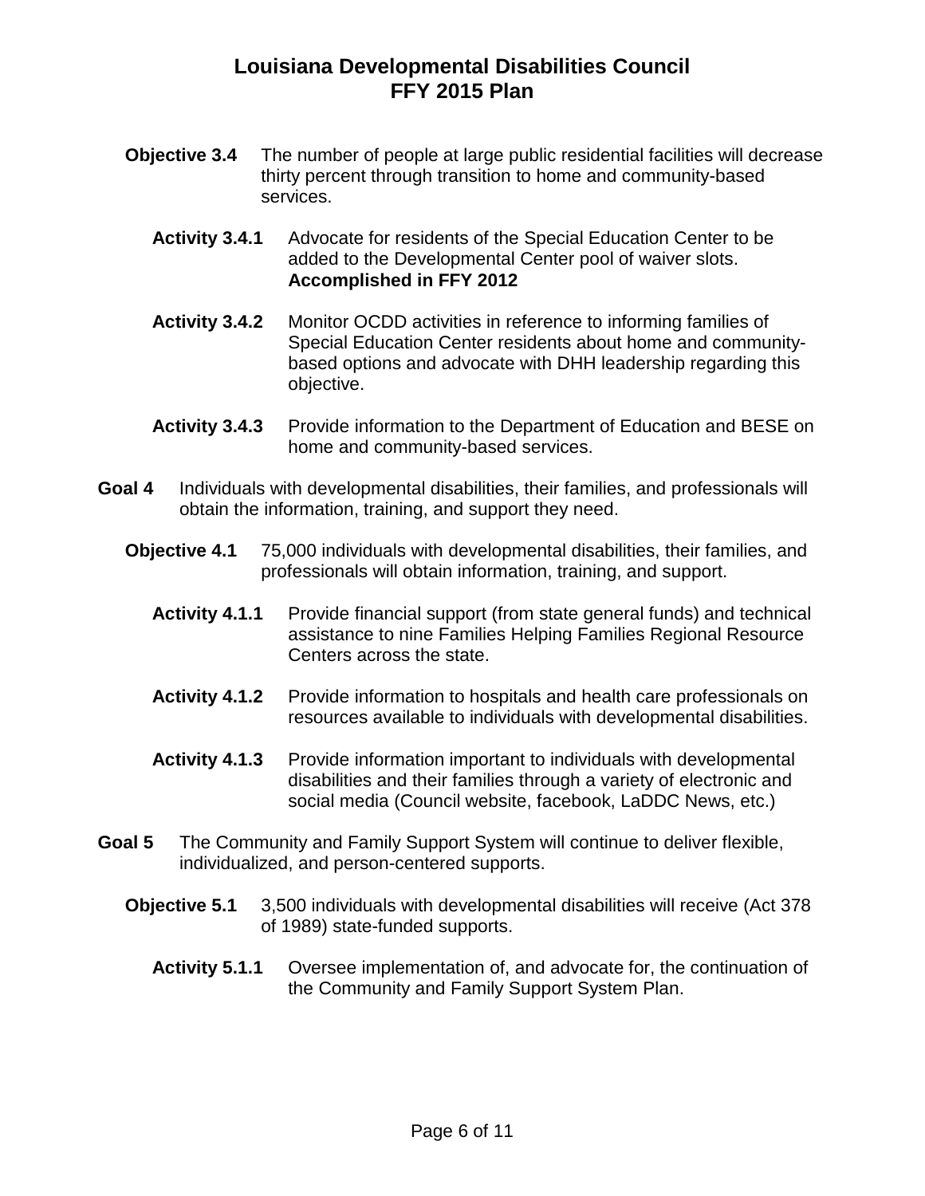**Objective 3.4** The number of people at large public residential facilities will decrease thirty percent through transition to home and community-based services.

**Activity 3.4.1** Advocate for residents of the Special Education Center to be added to the Developmental Center pool of waiver slots. **Accomplished in FFY 2012**

**Activity 3.4.2** Monitor OCDD activities in reference to informing families of Special Education Center residents about home and community-based options and advocate with DHH leadership regarding this objective.

**Activity 3.4.3** Provide information to the Department of Education and BESE on home and community-based services.

**Goal 4** Individuals with developmental disabilities, their families, and professionals will obtain the information, training, and support they need.

**Objective 4.1** 75,000 individuals with developmental disabilities, their families, and professionals will obtain information, training, and support.

**Activity 4.1.1** Provide financial support (from state general funds) and technical assistance to nine Families Helping Families Regional Resource Centers across the state.

**Activity 4.1.2** Provide information to hospitals and health care professionals on resources available to individuals with developmental disabilities.

**Activity 4.1.3** Provide information important to individuals with developmental disabilities and their families through a variety of electronic and social media (Council website, facebook, LaDDC News, etc.)

**Goal 5** The Community and Family Support System will continue to deliver flexible, individualized, and person-centered supports.

**Objective 5.1** 3,500 individuals with developmental disabilities will receive (Act 378 of 1989) state-funded supports.

**Activity 5.1.1** Oversee implementation of, and advocate for, the continuation of the Community and Family Support System Plan.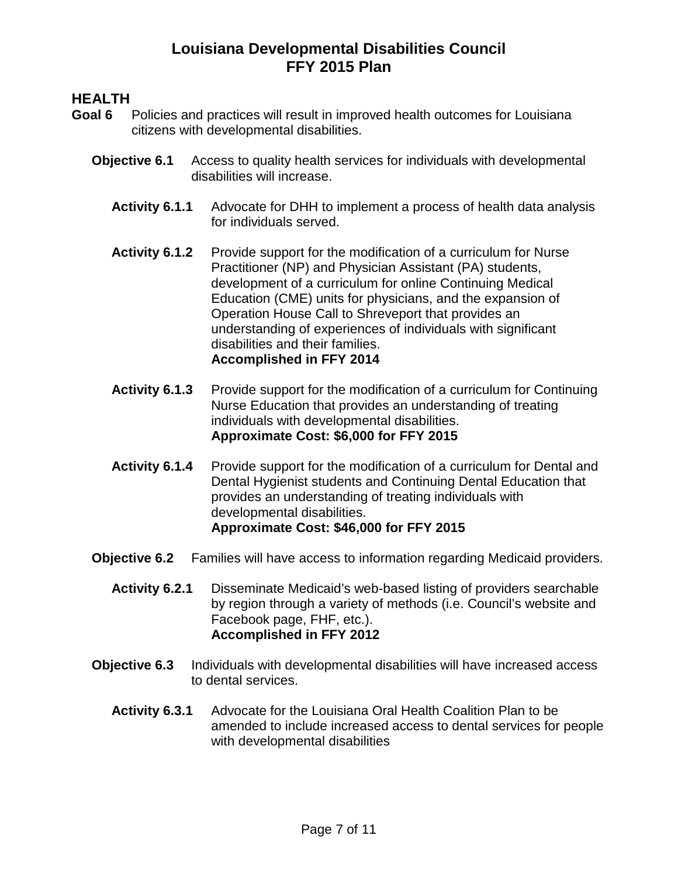# Louisiana Developmental Disabilities Council
# FFY 2015 Plan

## HEALTH

**Goal 6** Policies and practices will result in improved health outcomes for Louisiana citizens with developmental disabilities.

**Objective 6.1** Access to quality health services for individuals with developmental disabilities will increase.

**Activity 6.1.1** Advocate for DHH to implement a process of health data analysis for individuals served.

**Activity 6.1.2** Provide support for the modification of a curriculum for Nurse Practitioner (NP) and Physician Assistant (PA) students, development of a curriculum for online Continuing Medical Education (CME) units for physicians, and the expansion of Operation House Call to Shreveport that provides an understanding of experiences of individuals with significant disabilities and their families.
**Accomplished in FFY 2014**

**Activity 6.1.3** Provide support for the modification of a curriculum for Continuing Nurse Education that provides an understanding of treating individuals with developmental disabilities.
**Approximate Cost: $6,000 for FFY 2015**

**Activity 6.1.4** Provide support for the modification of a curriculum for Dental and Dental Hygienist students and Continuing Dental Education that provides an understanding of treating individuals with developmental disabilities.
**Approximate Cost: $46,000 for FFY 2015**

**Objective 6.2** Families will have access to information regarding Medicaid providers.

**Activity 6.2.1** Disseminate Medicaid's web-based listing of providers searchable by region through a variety of methods (i.e. Council's website and Facebook page, FHF, etc.).
**Accomplished in FFY 2012**

**Objective 6.3** Individuals with developmental disabilities will have increased access to dental services.

**Activity 6.3.1** Advocate for the Louisiana Oral Health Coalition Plan to be amended to include increased access to dental services for people with developmental disabilities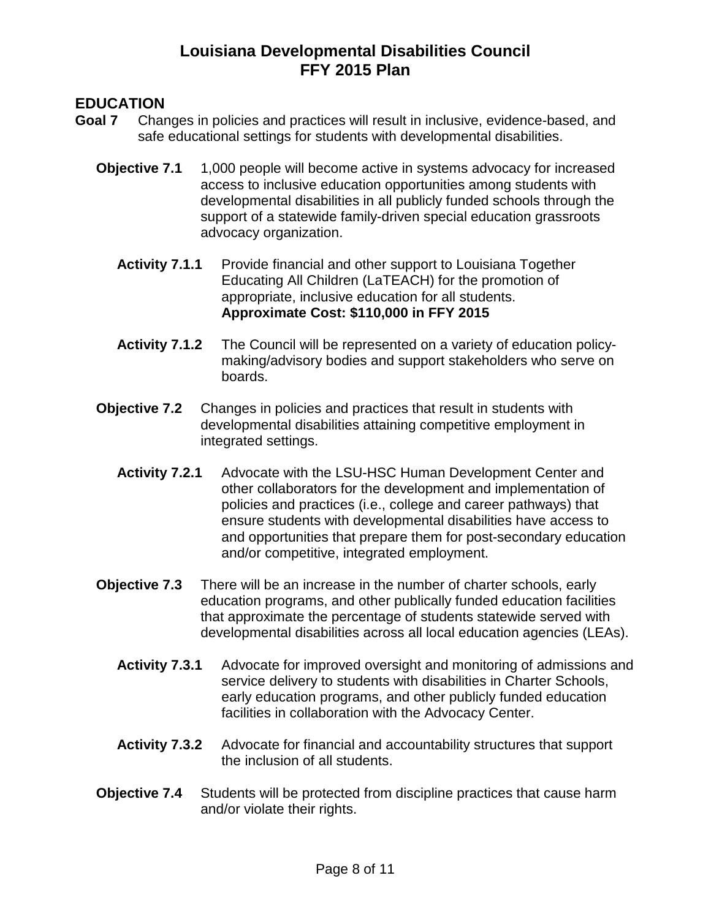# Louisiana Developmental Disabilities Council
# FFY 2015 Plan

## EDUCATION

**Goal 7** Changes in policies and practices will result in inclusive, evidence-based, and safe educational settings for students with developmental disabilities.

**Objective 7.1** 1,000 people will become active in systems advocacy for increased access to inclusive education opportunities among students with developmental disabilities in all publicly funded schools through the support of a statewide family-driven special education grassroots advocacy organization.

**Activity 7.1.1** Provide financial and other support to Louisiana Together Educating All Children (LaTEACH) for the promotion of appropriate, inclusive education for all students.
**Approximate Cost: $110,000 in FFY 2015**

**Activity 7.1.2** The Council will be represented on a variety of education policy-making/advisory bodies and support stakeholders who serve on boards.

**Objective 7.2** Changes in policies and practices that result in students with developmental disabilities attaining competitive employment in integrated settings.

**Activity 7.2.1** Advocate with the LSU-HSC Human Development Center and other collaborators for the development and implementation of policies and practices (i.e., college and career pathways) that ensure students with developmental disabilities have access to and opportunities that prepare them for post-secondary education and/or competitive, integrated employment.

**Objective 7.3** There will be an increase in the number of charter schools, early education programs, and other publically funded education facilities that approximate the percentage of students statewide served with developmental disabilities across all local education agencies (LEAs).

**Activity 7.3.1** Advocate for improved oversight and monitoring of admissions and service delivery to students with disabilities in Charter Schools, early education programs, and other publicly funded education facilities in collaboration with the Advocacy Center.

**Activity 7.3.2** Advocate for financial and accountability structures that support the inclusion of all students.

**Objective 7.4** Students will be protected from discipline practices that cause harm and/or violate their rights.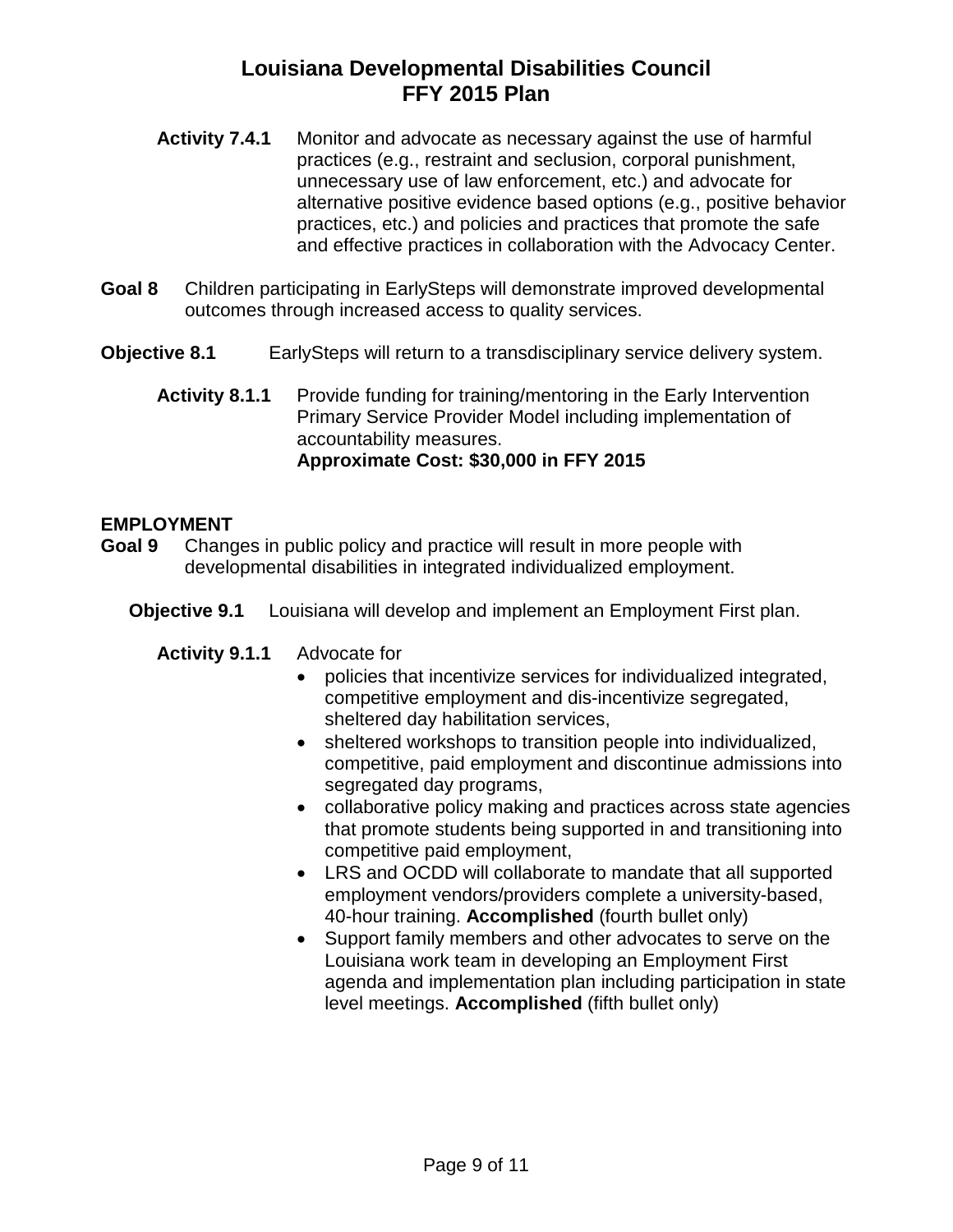**Activity 7.4.1** Monitor and advocate as necessary against the use of harmful practices (e.g., restraint and seclusion, corporal punishment, unnecessary use of law enforcement, etc.) and advocate for alternative positive evidence based options (e.g., positive behavior practices, etc.) and policies and practices that promote the safe and effective practices in collaboration with the Advocacy Center.

**Goal 8** Children participating in EarlySteps will demonstrate improved developmental outcomes through increased access to quality services.

**Objective 8.1** EarlySteps will return to a transdisciplinary service delivery system.

**Activity 8.1.1** Provide funding for training/mentoring in the Early Intervention Primary Service Provider Model including implementation of accountability measures.
**Approximate Cost: $30,000 in FFY 2015**

**EMPLOYMENT**

**Goal 9** Changes in public policy and practice will result in more people with developmental disabilities in integrated individualized employment.

**Objective 9.1** Louisiana will develop and implement an Employment First plan.

**Activity 9.1.1** Advocate for

- policies that incentivize services for individualized integrated, competitive employment and dis-incentivize segregated, sheltered day habilitation services,
- sheltered workshops to transition people into individualized, competitive, paid employment and discontinue admissions into segregated day programs,
- collaborative policy making and practices across state agencies that promote students being supported in and transitioning into competitive paid employment,
- LRS and OCDD will collaborate to mandate that all supported employment vendors/providers complete a university-based, 40-hour training. **Accomplished** (fourth bullet only)
- Support family members and other advocates to serve on the Louisiana work team in developing an Employment First agenda and implementation plan including participation in state level meetings. **Accomplished** (fifth bullet only)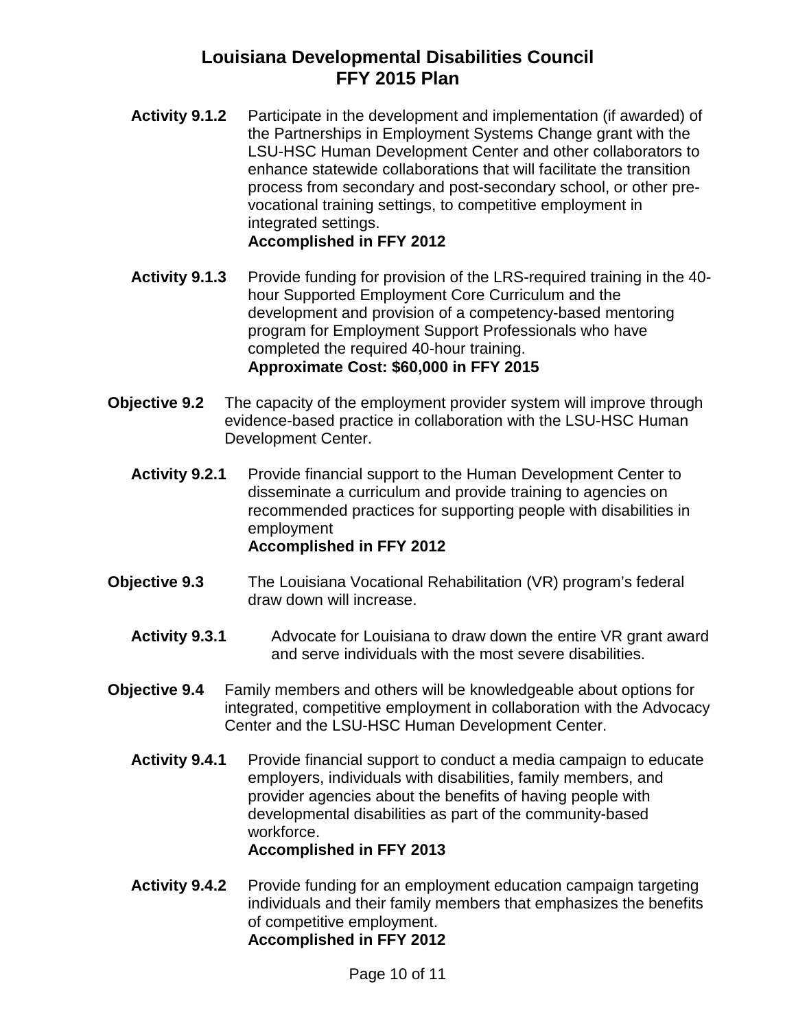**Activity 9.1.2** Participate in the development and implementation (if awarded) of the Partnerships in Employment Systems Change grant with the LSU-HSC Human Development Center and other collaborators to enhance statewide collaborations that will facilitate the transition process from secondary and post-secondary school, or other pre-vocational training settings, to competitive employment in integrated settings.
**Accomplished in FFY 2012**

**Activity 9.1.3** Provide funding for provision of the LRS-required training in the 40-hour Supported Employment Core Curriculum and the development and provision of a competency-based mentoring program for Employment Support Professionals who have completed the required 40-hour training.
**Approximate Cost: $60,000 in FFY 2015**

**Objective 9.2** The capacity of the employment provider system will improve through evidence-based practice in collaboration with the LSU-HSC Human Development Center.

**Activity 9.2.1** Provide financial support to the Human Development Center to disseminate a curriculum and provide training to agencies on recommended practices for supporting people with disabilities in employment
**Accomplished in FFY 2012**

**Objective 9.3** The Louisiana Vocational Rehabilitation (VR) program's federal draw down will increase.

**Activity 9.3.1** Advocate for Louisiana to draw down the entire VR grant award and serve individuals with the most severe disabilities.

**Objective 9.4** Family members and others will be knowledgeable about options for integrated, competitive employment in collaboration with the Advocacy Center and the LSU-HSC Human Development Center.

**Activity 9.4.1** Provide financial support to conduct a media campaign to educate employers, individuals with disabilities, family members, and provider agencies about the benefits of having people with developmental disabilities as part of the community-based workforce.
**Accomplished in FFY 2013**

**Activity 9.4.2** Provide funding for an employment education campaign targeting individuals and their family members that emphasizes the benefits of competitive employment.
**Accomplished in FFY 2012**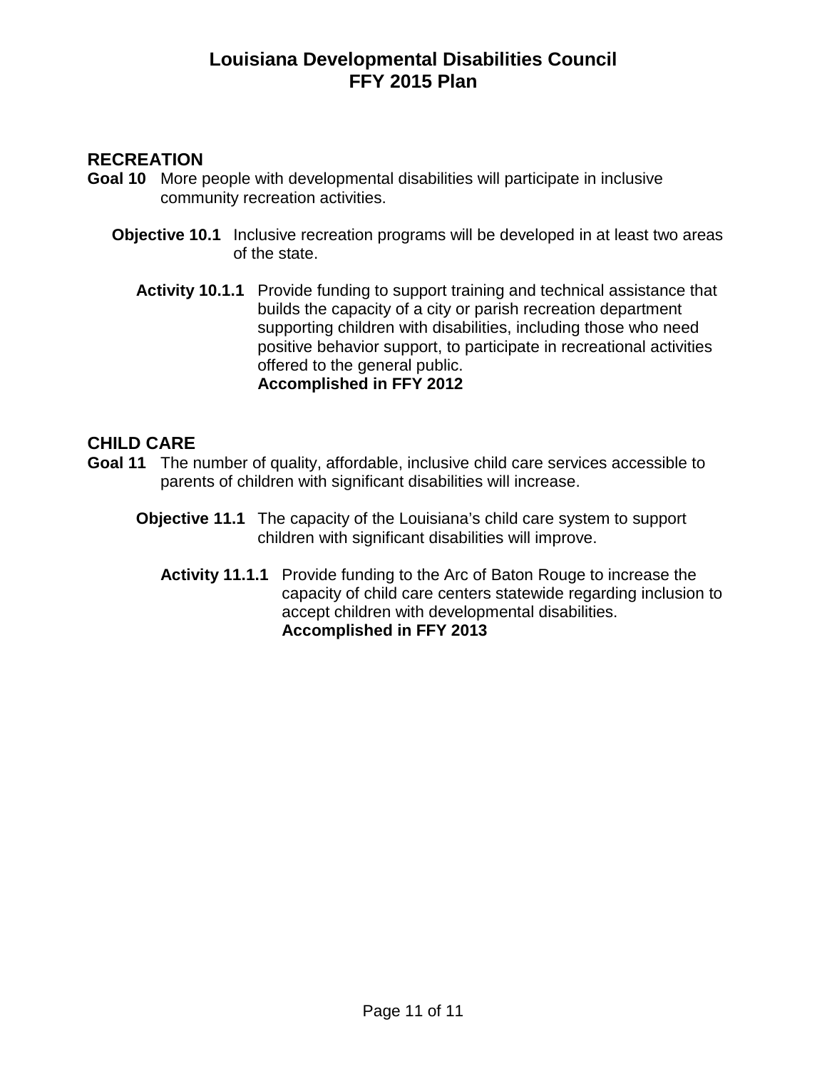## RECREATION

**Goal 10** More people with developmental disabilities will participate in inclusive community recreation activities.

**Objective 10.1** Inclusive recreation programs will be developed in at least two areas of the state.

**Activity 10.1.1** Provide funding to support training and technical assistance that builds the capacity of a city or parish recreation department supporting children with disabilities, including those who need positive behavior support, to participate in recreational activities offered to the general public.
**Accomplished in FFY 2012**

## CHILD CARE

**Goal 11** The number of quality, affordable, inclusive child care services accessible to parents of children with significant disabilities will increase.

**Objective 11.1** The capacity of the Louisiana's child care system to support children with significant disabilities will improve.

**Activity 11.1.1** Provide funding to the Arc of Baton Rouge to increase the capacity of child care centers statewide regarding inclusion to accept children with developmental disabilities.
**Accomplished in FFY 2013**